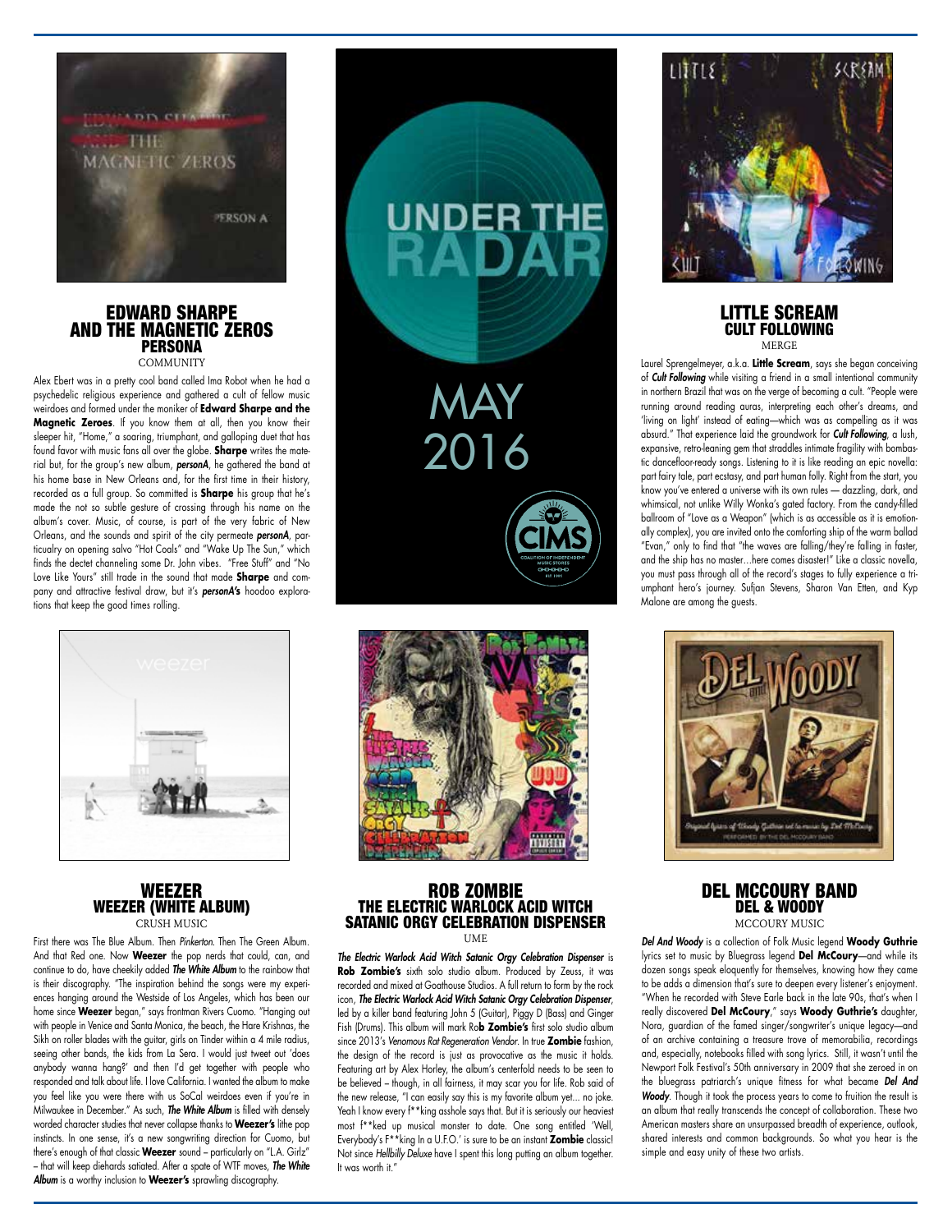# UNDER THE RADAR

# MAY 2016

## EDWARD SHARPE AND THE MAGNETIC ZEROS
### PERSONA
COMMUNITY

Alex Ebert was in a pretty cool band called Ima Robot when he had a psychedelic religious experience and gathered a cult of fellow music weirdoes and formed under the moniker of **Edward Sharpe and the Magnetic Zeroes**. If you know them at all, then you know their sleeper hit, "Home," a soaring, triumphant, and galloping duet that has found favor with music fans all over the globe. **Sharpe** writes the material but, for the group's new album, ***personA***, he gathered the band at his home base in New Orleans and, for the first time in their history, recorded as a full group. So committed is **Sharpe** his group that he's made the not so subtle gesture of crossing through his name on the album's cover. Music, of course, is part of the very fabric of New Orleans, and the sounds and spirit of the city permeate ***personA***, particualry on opening salvo "Hot Coals" and "Wake Up The Sun," which finds the dectet channeling some Dr. John vibes. "Free Stuff" and "No Love Like Yours" still trade in the sound that made **Sharpe** and company and attractive festival draw, but it's ***personA's*** hoodoo explorations that keep the good times rolling.

## LITTLE SCREAM
### CULT FOLLOWING
MERGE

Laurel Sprengelmeyer, a.k.a. **Little Scream**, says she began conceiving of ***Cult Following*** while visiting a friend in a small intentional community in northern Brazil that was on the verge of becoming a cult. "People were running around reading auras, interpreting each other's dreams, and 'living on light' instead of eating—which was as compelling as it was absurd." That experience laid the groundwork for ***Cult Following***, a lush, expansive, retro-leaning gem that straddles intimate fragility with bombastic dancefloor-ready songs. Listening to it is like reading an epic novella: part fairy tale, part ecstasy, and part human folly. Right from the start, you know you've entered a universe with its own rules — dazzling, dark, and whimsical, not unlike Willy Wonka's gated factory. From the candy-filled ballroom of "Love as a Weapon" (which is as accessible as it is emotionally complex), you are invited onto the comforting ship of the warm ballad "Evan," only to find that "the waves are falling/they're falling in faster, and the ship has no master…here comes disaster!" Like a classic novella, you must pass through all of the record's stages to fully experience a triumphant hero's journey. Sufjan Stevens, Sharon Van Etten, and Kyp Malone are among the guests.

## WEEZER
### WEEZER (WHITE ALBUM)
CRUSH MUSIC

First there was The Blue Album. Then *Pinkerton*. Then The Green Album. And that Red one. Now **Weezer** the pop nerds that could, can, and continue to do, have cheekily added ***The White Album*** to the rainbow that is their discography. "The inspiration behind the songs were my experiences hanging around the Westside of Los Angeles, which has been our home since **Weezer** began," says frontman Rivers Cuomo. "Hanging out with people in Venice and Santa Monica, the beach, the Hare Krishnas, the Sikh on roller blades with the guitar, girls on Tinder within a 4 mile radius, seeing other bands, the kids from La Sera. I would just tweet out 'does anybody wanna hang?' and then I'd get together with people who responded and talk about life. I love California. I wanted the album to make you feel like you were there with us SoCal weirdoes even if you're in Milwaukee in December." As such, ***The White Album*** is filled with densely worded character studies that never collapse thanks to **Weezer's** lithe pop instincts. In one sense, it's a new songwriting direction for Cuomo, but there's enough of that classic **Weezer** sound – particularly on "L.A. Girlz" – that will keep diehards satiated. After a spate of WTF moves, ***The White Album*** is a worthy inclusion to **Weezer's** sprawling discography.

## ROB ZOMBIE
### THE ELECTRIC WARLOCK ACID WITCH SATANIC ORGY CELEBRATION DISPENSER
UME

***The Electric Warlock Acid Witch Satanic Orgy Celebration Dispenser*** is **Rob Zombie's** sixth solo studio album. Produced by Zeuss, it was recorded and mixed at Goathouse Studios. A full return to form by the rock icon, ***The Electric Warlock Acid Witch Satanic Orgy Celebration Dispenser***, led by a killer band featuring John 5 (Guitar), Piggy D (Bass) and Ginger Fish (Drums). This album will mark Ro**b Zombie's** first solo studio album since 2013's *Venomous Rat Regeneration Vendor*. In true **Zombie** fashion, the design of the record is just as provocative as the music it holds. Featuring art by Alex Horley, the album's centerfold needs to be seen to be believed – though, in all fairness, it may scar you for life. Rob said of the new release, "I can easily say this is my favorite album yet… no joke. Yeah I know every f**king asshole says that. But it is seriously our heaviest most f**ked up musical monster to date. One song entitled 'Well, Everybody's F**king In a U.F.O.' is sure to be an instant **Zombie** classic! Not since *Hellbilly Deluxe* have I spent this long putting an album together. It was worth it."

## DEL MCCOURY BAND
### DEL & WOODY
MCCOURY MUSIC

***Del And Woody*** is a collection of Folk Music legend **Woody Guthrie** lyrics set to music by Bluegrass legend **Del McCoury**—and while its dozen songs speak eloquently for themselves, knowing how they came to be adds a dimension that's sure to deepen every listener's enjoyment. "When he recorded with Steve Earle back in the late 90s, that's when I really discovered **Del McCoury**," says **Woody Guthrie's** daughter, Nora, guardian of the famed singer/songwriter's unique legacy—and of an archive containing a treasure trove of memorabilia, recordings and, especially, notebooks filled with song lyrics. Still, it wasn't until the Newport Folk Festival's 50th anniversary in 2009 that she zeroed in on the bluegrass patriarch's unique fitness for what became ***Del And Woody***. Though it took the process years to come to fruition the result is an album that really transcends the concept of collaboration. These two American masters share an unsurpassed breadth of experience, outlook, shared interests and common backgrounds. So what you hear is the simple and easy unity of these two artists.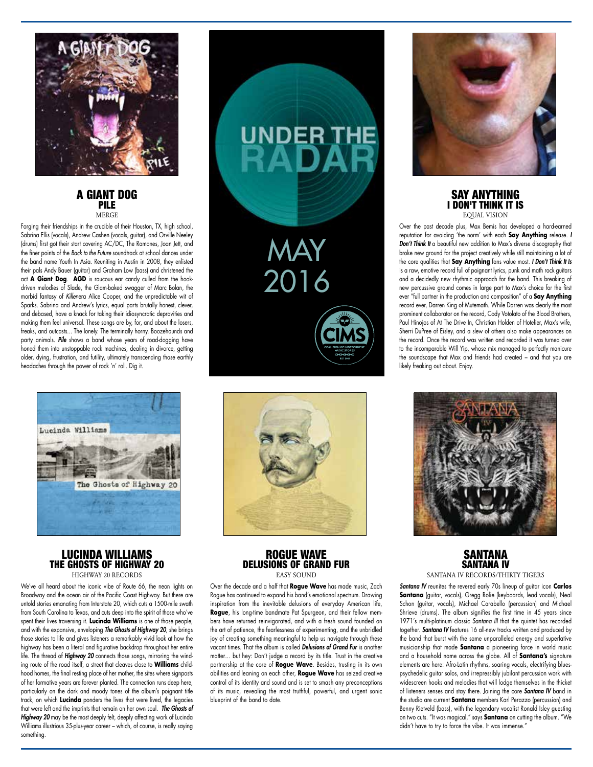## A GIANT DOG
### PILE
MERGE

Forging their friendships in the crucible of their Houston, TX, high school, Sabrina Ellis (vocals), Andrew Cashen (vocals, guitar), and Orville Neeley (drums) first got their start covering AC/DC, The Ramones, Joan Jett, and the finer points of the *Back to the Future* soundtrack at school dances under the band name Youth In Asia. Reuniting in Austin in 2008, they enlisted their pals Andy Bauer (guitar) and Graham Low (bass) and christened the act **A Giant Dog**. **AGD** is raucous ear candy culled from the hook-driven melodies of Slade, the Glam-baked swagger of Marc Bolan, the morbid fantasy of *Killer*-era Alice Cooper, and the unpredictable wit of Sparks. Sabrina and Andrew's lyrics, equal parts brutally honest, clever, and debased, have a knack for taking their idiosyncratic depravities and making them feel universal. These songs are by, for, and about the losers, freaks, and outcasts... The lonely. The terminally horny. Boozehounds and party animals. ***Pile*** shows a band whose years of road-dogging have honed them into unstoppable rock machines, dealing in divorce, getting older, dying, frustration, and futility, ultimately transcending those earthly headaches through the power of rock 'n' roll. Dig it.

UNDER THE RADAR

MAY 2016

CIMS — COALITION OF INDEPENDENT MUSIC STORES — EST. 1995

## SAY ANYTHING
### I DON'T THINK IT IS
EQUAL VISION

Over the past decade plus, Max Bemis has developed a hard-earned reputation for avoiding 'the norm' with each **Say Anything** release. ***I Don't Think It*** a beautiful new addition to Max's diverse discography that broke new ground for the project creatively while still maintaining a lot of the core qualities that **Say Anything** fans value most. ***I Don't Think It Is*** is a raw, emotive record full of poignant lyrics, punk and math rock guitars and a decidedly new rhythmic approach for the band. This breaking of new percussive ground comes in large part to Max's choice for the first ever "full partner in the production and composition" of a **Say Anything** record ever, Darren King of Mutemath. While Darren was clearly the most prominent collaborator on the record, Cody Votolato of the Blood Brothers, Paul Hinojos of At The Drive In, Christian Holden of Hotelier, Max's wife, Sherri DuPree of Eisley, and a slew of others also make appearances on the record. Once the record was written and recorded it was turned over to the incomparable Will Yip, whose mix managed to perfectly manicure the soundscape that Max and friends had created – and that you are likely freaking out about. Enjoy.

## LUCINDA WILLIAMS
### THE GHOSTS OF HIGHWAY 20
HIGHWAY 20 RECORDS

We've all heard about the iconic vibe of Route 66, the neon lights on Broadway and the ocean air of the Pacific Coast Highway. But there are untold stories emanating from Interstate 20, which cuts a 1500-mile swath from South Carolina to Texas, and cuts deep into the spirit of those who've spent their lives traversing it. **Lucinda Williams** is one of those people, and with the expansive, enveloping ***The Ghosts of Highway 20***, she brings those stories to life and gives listeners a remarkably vivid look at how the highway has been a literal and figurative backdrop throughout her entire life. The thread of ***Highway 20*** connects those songs, mirroring the winding route of the road itself, a street that cleaves close to **Williams** childhood homes, the final resting place of her mother, the sites where signposts of her formative years are forever planted. The connection runs deep here, particularly on the dark and moody tones of the album's poignant title track, on which **Lucinda** ponders the lives that were lived, the legacies that were left and the imprints that remain on her own soul. ***The Ghosts of Highway 20*** may be the most deeply felt, deeply affecting work of Lucinda Williams illustrious 35-plus-year career – which, of course, is really saying something.

## ROGUE WAVE
### DELUSIONS OF GRAND FUR
EASY SOUND

Over the decade and a half that **Rogue Wave** has made music, Zach Rogue has continued to expand his band's emotional spectrum. Drawing inspiration from the inevitable delusions of everyday American life, **Rogue**, his long-time bandmate Pat Spurgeon, and their fellow members have returned reinvigorated, and with a fresh sound founded on the art of patience, the fearlessness of experimenting, and the unbridled joy of creating something meaningful to help us navigate through these vacant times. That the album is called ***Delusions of Grand Fur*** is another matter... but hey: Don't judge a record by its title. Trust in the creative partnership at the core of **Rogue Wave**. Besides, trusting in its own abilities and leaning on each other, **Rogue Wave** has seized creative control of its identity and sound and is set to smash any preconceptions of its music, revealing the most truthful, powerful, and urgent sonic blueprint of the band to date.

## SANTANA
### SANTANA IV
SANTANA IV RECORDS/THIRTY TIGERS

***Santana IV*** reunites the revered early 70s lineup of guitar icon **Carlos Santana** (guitar, vocals), Gregg Rolie (keyboards, lead vocals), Neal Schon (guitar, vocals), Michael Carabello (percussion) and Michael Shrieve (drums). The album signifies the first time in 45 years since 1971's multi-platinum classic *Santana III* that the quintet has recorded together. ***Santana IV*** features 16 all-new tracks written and produced by the band that burst with the same unparalleled energy and superlative musicianship that made **Santana** a pioneering force in world music and a household name across the globe. All of **Santana's** signature elements are here: Afro-Latin rhythms, soaring vocals, electrifying blues-psychedelic guitar solos, and irrepressibly jubilant percussion work with widescreen hooks and melodies that will lodge themselves in the thicket of listeners senses and stay there. Joining the core ***Santana IV*** band in the studio are current **Santana** members Karl Perazzo (percussion) and Benny Rietveld (bass), with the legendary vocalist Ronald Isley guesting on two cuts. "It was magical," says **Santana** on cutting the album. "We didn't have to try to force the vibe. It was immense."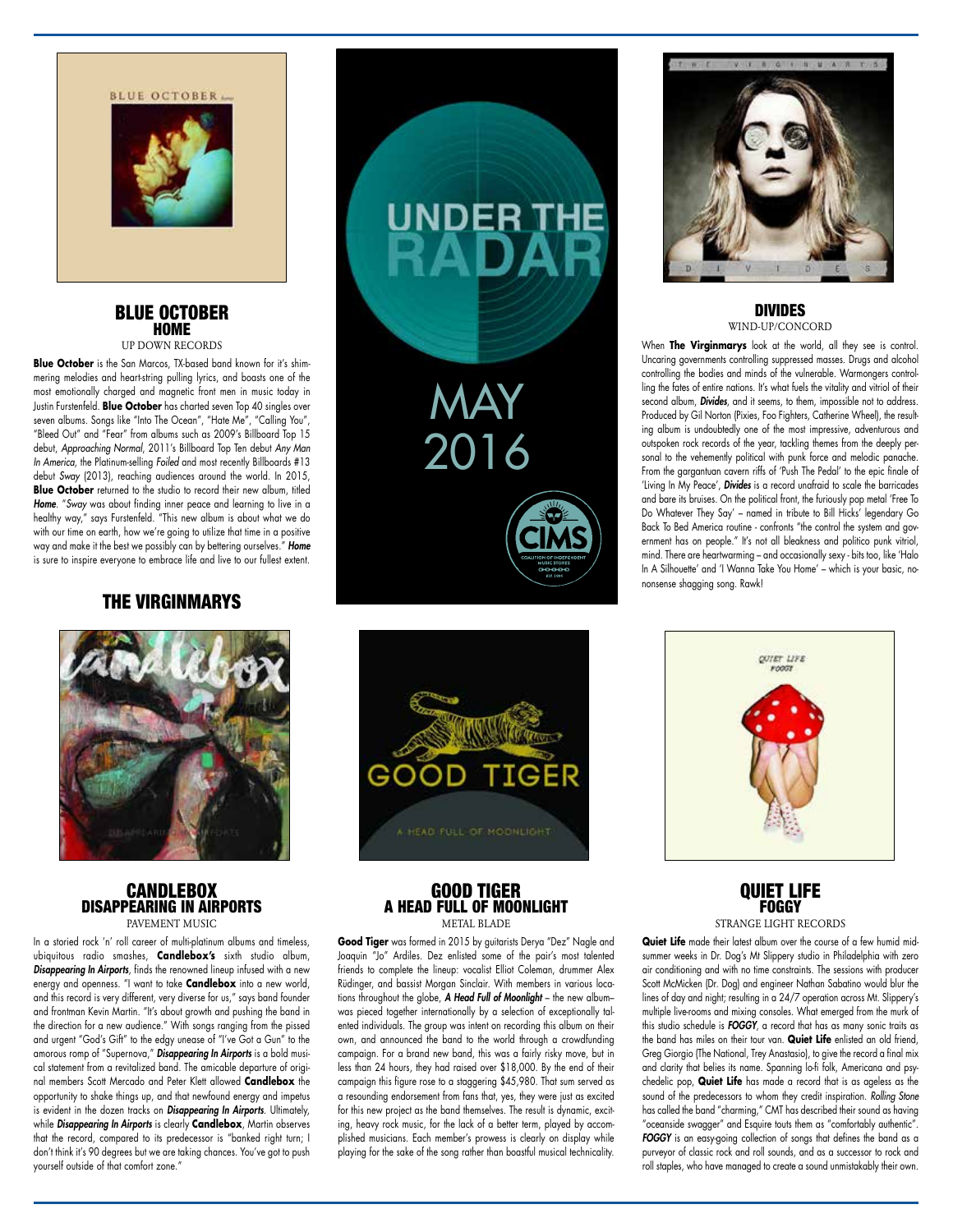## BLUE OCTOBER
### HOME
UP DOWN RECORDS

**Blue October** is the San Marcos, TX-based band known for it's shimmering melodies and heart-string pulling lyrics, and boasts one of the most emotionally charged and magnetic front men in music today in Justin Furstenfeld. **Blue October** has charted seven Top 40 singles over seven albums. Songs like "Into The Ocean", "Hate Me", "Calling You", "Bleed Out" and "Fear" from albums such as 2009's Billboard Top 15 debut, *Approaching Normal*, 2011's Billboard Top Ten debut *Any Man In America*, the Platinum-selling *Foiled* and most recently Billboards #13 debut *Sway* (2013), reaching audiences around the world. In 2015, **Blue October** returned to the studio to record their new album, titled ***Home***. "*Sway* was about finding inner peace and learning to live in a healthy way," says Furstenfeld. "This new album is about what we do with our time on earth, how we're going to utilize that time in a positive way and make it the best we possibly can by bettering ourselves." ***Home*** is sure to inspire everyone to embrace life and live to our fullest extent.

# UNDER THE RADAR
MAY 2016

## THE VIRGINMARYS
### DIVIDES
WIND-UP/CONCORD

When **The Virginmarys** look at the world, all they see is control. Uncaring governments controlling suppressed masses. Drugs and alcohol controlling the bodies and minds of the vulnerable. Warmongers controlling the fates of entire nations. It's what fuels the vitality and vitriol of their second album, ***Divides***, and it seems, to them, impossible not to address. Produced by Gil Norton (Pixies, Foo Fighters, Catherine Wheel), the resulting album is undoubtedly one of the most impressive, adventurous and outspoken rock records of the year, tackling themes from the deeply personal to the vehemently political with punk force and melodic panache. From the gargantuan cavern riffs of 'Push The Pedal' to the epic finale of 'Living In My Peace', ***Divides*** is a record unafraid to scale the barricades and bare its bruises. On the political front, the furiously pop metal 'Free To Do Whatever They Say' – named in tribute to Bill Hicks' legendary Go Back To Bed America routine - confronts "the control the system and government has on people." It's not all bleakness and politico punk vitriol, mind. There are heartwarming – and occasionally sexy - bits too, like 'Halo In A Silhouette' and 'I Wanna Take You Home' – which is your basic, no-nonsense shagging song. Rawk!

## CANDLEBOX
### DISAPPEARING IN AIRPORTS
PAVEMENT MUSIC

In a storied rock 'n' roll career of multi-platinum albums and timeless, ubiquitous radio smashes, **Candlebox's** sixth studio album, ***Disappearing In Airports***, finds the renowned lineup infused with a new energy and openness. "I want to take **Candlebox** into a new world, and this record is very different, very diverse for us," says band founder and frontman Kevin Martin. "It's about growth and pushing the band in the direction for a new audience." With songs ranging from the pissed and urgent "God's Gift" to the edgy unease of "I've Got a Gun" to the amorous romp of "Supernova," ***Disappearing In Airports*** is a bold musical statement from a revitalized band. The amicable departure of original members Scott Mercado and Peter Klett allowed **Candlebox** the opportunity to shake things up, and that newfound energy and impetus is evident in the dozen tracks on ***Disappearing In Airports***. Ultimately, while ***Disappearing In Airports*** is clearly **Candlebox**, Martin observes that the record, compared to its predecessor is "banked right turn; I don't think it's 90 degrees but we are taking chances. You've got to push yourself outside of that comfort zone."

## GOOD TIGER
### A HEAD FULL OF MOONLIGHT
METAL BLADE

**Good Tiger** was formed in 2015 by guitarists Derya "Dez" Nagle and Joaquin "Jo" Ardiles. Dez enlisted some of the pair's most talented friends to complete the lineup: vocalist Elliot Coleman, drummer Alex Rüdinger, and bassist Morgan Sinclair. With members in various locations throughout the globe, ***A Head Full of Moonlight*** – the new album– was pieced together internationally by a selection of exceptionally talented individuals. The group was intent on recording this album on their own, and announced the band to the world through a crowdfunding campaign. For a brand new band, this was a fairly risky move, but in less than 24 hours, they had raised over $18,000. By the end of their campaign this figure rose to a staggering $45,980. That sum served as a resounding endorsement from fans that, yes, they were just as excited for this new project as the band themselves. The result is dynamic, exciting, heavy rock music, for the lack of a better term, played by accomplished musicians. Each member's prowess is clearly on display while playing for the sake of the song rather than boastful musical technicality.

## QUIET LIFE
### FOGGY
STRANGE LIGHT RECORDS

**Quiet Life** made their latest album over the course of a few humid midsummer weeks in Dr. Dog's Mt Slippery studio in Philadelphia with zero air conditioning and with no time constraints. The sessions with producer Scott McMicken (Dr. Dog) and engineer Nathan Sabatino would blur the lines of day and night; resulting in a 24/7 operation across Mt. Slippery's multiple live-rooms and mixing consoles. What emerged from the murk of this studio schedule is ***FOGGY***, a record that has as many sonic traits as the band has miles on their tour van. **Quiet Life** enlisted an old friend, Greg Giorgio (The National, Trey Anastasio), to give the record a final mix and clarity that belies its name. Spanning lo-fi folk, Americana and psychedelic pop, **Quiet Life** has made a record that is as ageless as the sound of the predecessors to whom they credit inspiration. *Rolling Stone* has called the band "charming," CMT has described their sound as having "oceanside swagger" and Esquire touts them as "comfortably authentic". ***FOGGY*** is an easy-going collection of songs that defines the band as a purveyor of classic rock and roll sounds, and as a successor to rock and roll staples, who have managed to create a sound unmistakably their own.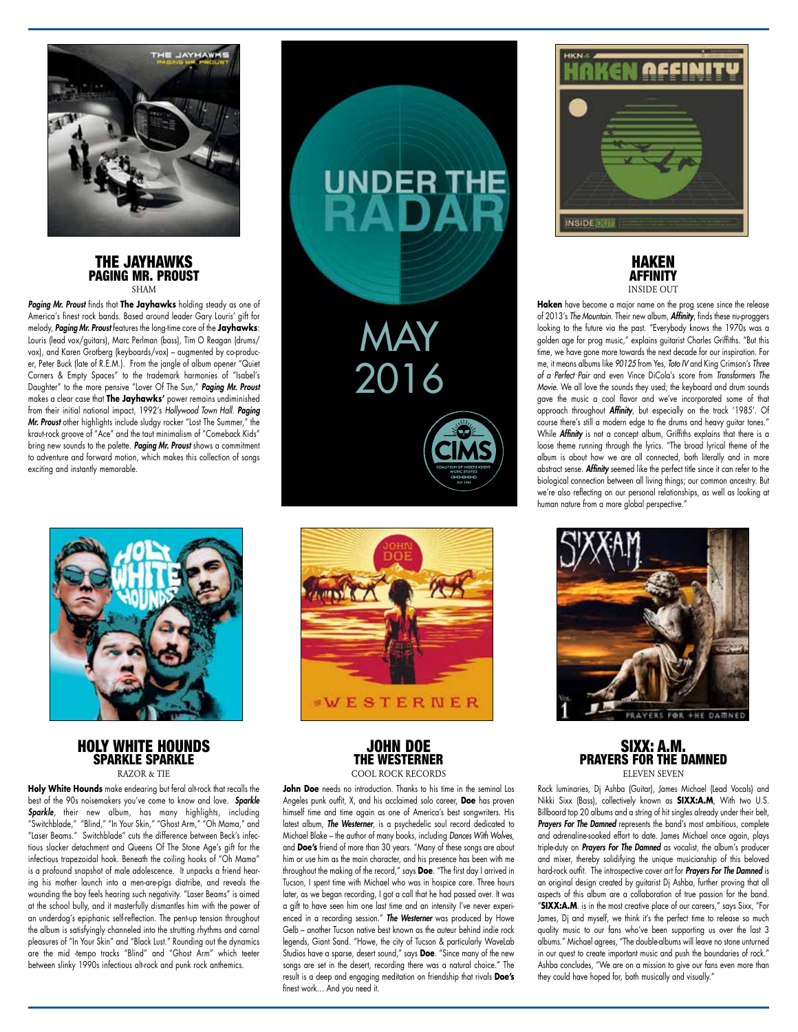## THE JAYHAWKS
### PAGING MR. PROUST
SHAM

***Paging Mr. Proust*** finds that **The Jayhawks** holding steady as one of America's finest rock bands. Based around leader Gary Louris' gift for melody, ***Paging Mr. Proust*** features the long-time core of the **Jayhawks**: Louris (lead vox/guitars), Marc Perlman (bass), Tim O Reagan (drums/vox), and Karen Grotberg (keyboards/vox) – augmented by co-producer, Peter Buck (late of R.E.M.). From the jangle of album opener "Quiet Corners & Empty Spaces" to the trademark harmonies of "Isabel's Daughter" to the more pensive "Lover Of The Sun," ***Paging Mr. Proust*** makes a clear case that **The Jayhawks'** power remains undiminished from their initial national impact, 1992's *Hollywood Town Hall*. ***Paging Mr. Proust*** other highlights include sludgy rocker "Lost The Summer," the kraut-rock groove of "Ace" and the taut minimalism of "Comeback Kids" bring new sounds to the palette. ***Paging Mr. Proust*** shows a commitment to adventure and forward motion, which makes this collection of songs exciting and instantly memorable.

UNDER THE RADAR

MAY 2016

## HAKEN
### AFFINITY
INSIDE OUT

**Haken** have become a major name on the prog scene since the release of 2013's *The Mountain*. Their new album, ***Affinity***, finds these nu-proggers looking to the future via the past. "Everybody knows the 1970s was a golden age for prog music," explains guitarist Charles Griffiths. "But this time, we have gone more towards the next decade for our inspiration. For me, it means albums like *90125* from Yes, *Toto IV* and King Crimson's *Three of a Perfect Pair* and even Vince DiCola's score from *Transformers The Movie*. We all love the sounds they used; the keyboard and drum sounds gave the music a cool flavor and we've incorporated some of that approach throughout ***Affinity***, but especially on the track '1985'. Of course there's still a modern edge to the drums and heavy guitar tones." While ***Affinity*** is not a concept album, Griffiths explains that there is a loose theme running through the lyrics. "The broad lyrical theme of the album is about how we are all connected, both literally and in more abstract sense. ***Affinity*** seemed like the perfect title since it can refer to the biological connection between all living things; our common ancestry. But we're also reflecting on our personal relationships, as well as looking at human nature from a more global perspective."

## HOLY WHITE HOUNDS
### SPARKLE SPARKLE
RAZOR & TIE

**Holy White Hounds** make endearing but feral alt-rock that recalls the best of the 90s noisemakers you've come to know and love. ***Sparkle Sparkle***, their new album, has many highlights, including "Switchblade," "Blind," "In Your Skin," "Ghost Arm," "Oh Mama," and "Laser Beams." "Switchblade" cuts the difference between Beck's infectious slacker detachment and Queens Of The Stone Age's gift for the infectious trapezoidal hook. Beneath the coiling hooks of "Oh Mama" is a profound snapshot of male adolescence. It unpacks a friend hearing his mother launch into a men-are-pigs diatribe, and reveals the wounding the boy feels hearing such negativity. "Laser Beams" is aimed at the school bully, and it masterfully dismantles him with the power of an underdog's epiphanic self-reflection. The pent-up tension throughout the album is satisfyingly channeled into the strutting rhythms and carnal pleasures of "In Your Skin" and "Black Lust." Rounding out the dynamics are the mid -tempo tracks "Blind" and "Ghost Arm" which teeter between slinky 1990s infectious alt-rock and punk rock anthemics.

## JOHN DOE
### THE WESTERNER
COOL ROCK RECORDS

**John Doe** needs no introduction. Thanks to his time in the seminal Los Angeles punk outfit, X, and his acclaimed solo career, **Doe** has proven himself time and time again as one of America's best songwriters. His latest album, ***The Westerner***, is a psychedelic soul record dedicated to Michael Blake – the author of many books, including *Dances With Wolves*, and **Doe's** friend of more than 30 years. "Many of these songs are about him or use him as the main character, and his presence has been with me throughout the making of the record," says **Doe**. "The first day I arrived in Tucson, I spent time with Michael who was in hospice care. Three hours later, as we began recording, I got a call that he had passed over. It was a gift to have seen him one last time and an intensity I've never experienced in a recording session." ***The Westerner*** was produced by Howe Gelb – another Tucson native best known as the auteur behind indie rock legends, Giant Sand. "Howe, the city of Tucson & particularly WaveLab Studios have a sparse, desert sound," says **Doe**. "Since many of the new songs are set in the desert, recording there was a natural choice." The result is a deep and engaging meditation on friendship that rivals **Doe's** finest work… And you need it.

## SIXX: A.M.
### PRAYERS FOR THE DAMNED
ELEVEN SEVEN

Rock luminaries, Dj Ashba (Guitar), James Michael (Lead Vocals) and Nikki Sixx (Bass), collectively known as **SIXX:A.M**, With two U.S. Billboard top 20 albums and a string of hit singles already under their belt, ***Prayers For The Damned*** represents the band's most ambitious, complete and adrenaline-soaked effort to date. James Michael once again, plays triple-duty on ***Prayers For The Damned*** as vocalist, the album's producer and mixer, thereby solidifying the unique musicianship of this beloved hard-rock outfit. The introspective cover art for ***Prayers For The Damned*** is an original design created by guitarist Dj Ashba, further proving that all aspects of this album are a collaboration of true passion for the band. "**SIXX:A.M**. is in the most creative place of our careers," says Sixx, "For James, Dj and myself, we think it's the perfect time to release so much quality music to our fans who've been supporting us over the last 3 albums." Michael agrees, "The double-albums will leave no stone unturned in our quest to create important music and push the boundaries of rock." Ashba concludes, "We are on a mission to give our fans even more than they could have hoped for, both musically and visually."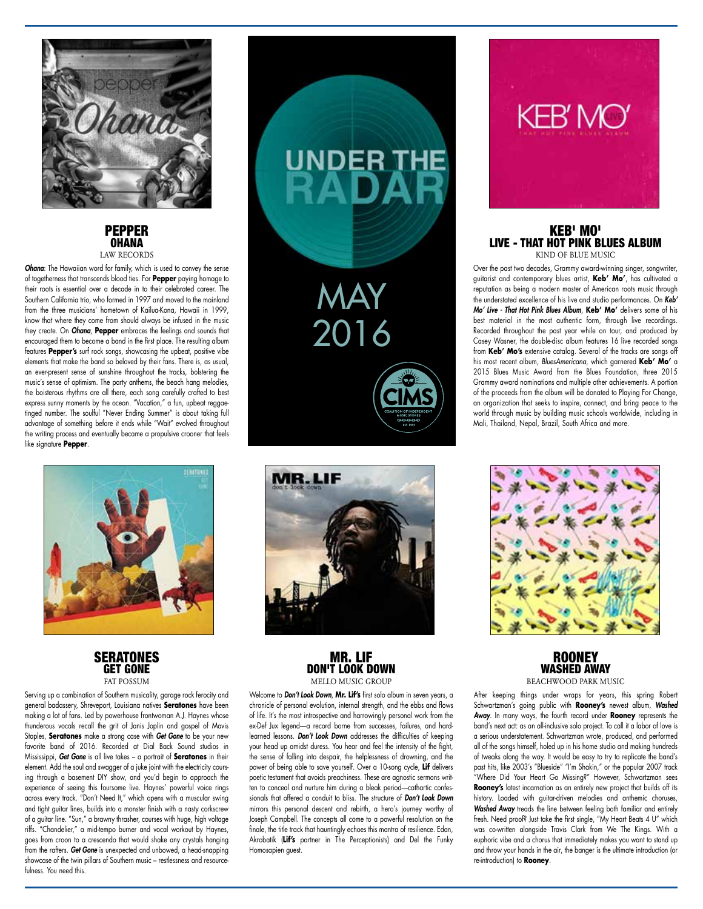# UNDER THE RADAR

# MAY 2016

## PEPPER
### OHANA
LAW RECORDS

***Ohana***: The Hawaiian word for family, which is used to convey the sense of togetherness that transcends blood ties. For **Pepper** paying homage to their roots is essential over a decade in to their celebrated career. The Southern California trio, who formed in 1997 and moved to the mainland from the three musicians' hometown of Kailua-Kona, Hawaii in 1999, know that where they come from should always be infused in the music they create. On ***Ohana***, **Pepper** embraces the feelings and sounds that encouraged them to become a band in the first place. The resulting album features **Pepper's** surf rock songs, showcasing the upbeat, positive vibe elements that make the band so beloved by their fans. There is, as usual, an ever-present sense of sunshine throughout the tracks, bolstering the music's sense of optimism. The party anthems, the beach hang melodies, the boisterous rhythms are all there, each song carefully crafted to best express sunny moments by the ocean. "Vacation," a fun, upbeat reggae-tinged number. The soulful "Never Ending Summer" is about taking full advantage of something before it ends while "Wait" evolved throughout the writing process and eventually became a propulsive crooner that feels like signature **Pepper**.

## KEB' MO'
### LIVE - THAT HOT PINK BLUES ALBUM
KIND OF BLUE MUSIC

Over the past two decades, Grammy award-winning singer, songwriter, guitarist and contemporary blues artist, **Keb' Mo'**, has cultivated a reputation as being a modern master of American roots music through the understated excellence of his live and studio performances. On ***Keb' Mo' Live - That Hot Pink Blues Album***, **Keb' Mo'** delivers some of his best material in the most authentic form, through live recordings. Recorded throughout the past year while on tour, and produced by Casey Wasner, the double-disc album features 16 live recorded songs from **Keb' Mo's** extensive catalog. Several of the tracks are songs off his most recent album, *BluesAmericana*, which garnered **Keb' Mo'** a 2015 Blues Music Award from the Blues Foundation, three 2015 Grammy award nominations and multiple other achievements. A portion of the proceeds from the album will be donated to Playing For Change, an organization that seeks to inspire, connect, and bring peace to the world through music by building music schools worldwide, including in Mali, Thailand, Nepal, Brazil, South Africa and more.

## SERATONES
### GET GONE
FAT POSSUM

Serving up a combination of Southern musicality, garage rock ferocity and general badassery, Shreveport, Louisiana natives **Seratones** have been making a lot of fans. Led by powerhouse frontwoman A.J. Haynes whose thunderous vocals recall the grit of Janis Joplin and gospel of Mavis Staples, **Seratones** make a strong case with ***Get Gone*** to be your new favorite band of 2016. Recorded at Dial Back Sound studios in Mississippi, ***Get Gone*** is all live takes – a portrait of **Seratones** in their element. Add the soul and swagger of a juke joint with the electricity coursing through a basement DIY show, and you'd begin to approach the experience of seeing this foursome live. Haynes' powerful voice rings across every track. "Don't Need It," which opens with a muscular swing and tight guitar lines, builds into a monster finish with a nasty corkscrew of a guitar line. "Sun," a brawny thrasher, courses with huge, high voltage riffs. "Chandelier," a mid-tempo burner and vocal workout by Haynes, goes from croon to a crescendo that would shake any crystals hanging from the rafters. ***Get Gone*** is unexpected and unbowed, a head-snapping showcase of the twin pillars of Southern music – restlessness and resourcefulness. You need this.

## MR. LIF
### DON'T LOOK DOWN
MELLO MUSIC GROUP

Welcome to ***Don't Look Down***, **Mr. Lif's** first solo album in seven years, a chronicle of personal evolution, internal strength, and the ebbs and flows of life. It's the most introspective and harrowingly personal work from the ex-Def Jux legend—a record borne from successes, failures, and hard-learned lessons. ***Don't Look Down*** addresses the difficulties of keeping your head up amidst duress. You hear and feel the intensity of the fight, the sense of falling into despair, the helplessness of drowning, and the power of being able to save yourself. Over a 10-song cycle, **Lif** delivers poetic testament that avoids preachiness. These are agnostic sermons written to conceal and nurture him during a bleak period—cathartic confessionals that offered a conduit to bliss. The structure of ***Don't Look Down*** mirrors this personal descent and rebirth, a hero's journey worthy of Joseph Campbell. The concepts all come to a powerful resolution on the finale, the title track that hauntingly echoes this mantra of resilience. Edan, Akrobatik (**Lif's** partner in The Perceptionists) and Del the Funky Homosapien guest.

## ROONEY
### WASHED AWAY
BEACHWOOD PARK MUSIC

After keeping things under wraps for years, this spring Robert Schwartzman's going public with **Rooney's** newest album, ***Washed Away***. In many ways, the fourth record under **Rooney** represents the band's next act: as an all-inclusive solo project. To call it a labor of love is a serious understatement. Schwartzman wrote, produced, and performed all of the songs himself, holed up in his home studio and making hundreds of tweaks along the way. It would be easy to try to replicate the band's past hits, like 2003's "Blueside" "I'm Shakin," or the popular 2007 track "Where Did Your Heart Go Missing?" However, Schwartzman sees **Rooney's** latest incarnation as an entirely new project that builds off its history. Loaded with guitar-driven melodies and anthemic choruses, ***Washed Away*** treads the line between feeling both familiar and entirely fresh. Need proof? Just take the first single, "My Heart Beats 4 U" which was co-written alongside Travis Clark from We The Kings. With a euphoric vibe and a chorus that immediately makes you want to stand up and throw your hands in the air, the banger is the ultimate introduction (or re-introduction) to **Rooney**.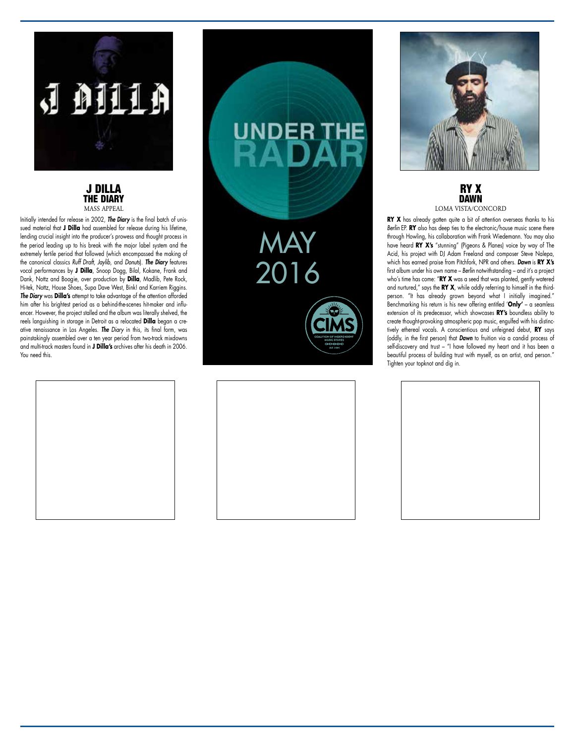## J DILLA
### THE DIARY
MASS APPEAL

Initially intended for release in 2002, ***The Diary*** is the final batch of unissued material that **J Dilla** had assembled for release during his lifetime, lending crucial insight into the producer's prowess and thought process in the period leading up to his break with the major label system and the extremely fertile period that followed (which encompassed the making of the canonical classics *Ruff Draft*, *Jaylib*, and *Donuts*). ***The Diary*** features vocal performances by **J Dilla**, Snoop Dogg, Bilal, Kokane, Frank and Dank, Nottz and Boogie, over production by **Dilla**, Madlib, Pete Rock, Hi-tek, Nottz, House Shoes, Supa Dave West, Bink! and Karriem Riggins. ***The Diary*** was **Dilla's** attempt to take advantage of the attention afforded him after his brightest period as a behind-the-scenes hit-maker and influencer. However, the project stalled and the album was literally shelved, the reels languishing in storage in Detroit as a relocated **Dilla** began a creative renaissance in Los Angeles. ***The Diary*** in this, its final form, was painstakingly assembled over a ten year period from two-track mixdowns and multi-track masters found in **J Dilla's** archives after his death in 2006. You need this.

UNDER THE RADAR

MAY 2016

CIMS
COALITION OF INDEPENDENT MUSIC STORES
EST. 1995

## RY X
### DAWN
LOMA VISTA/CONCORD

**RY X** has already gotten quite a bit of attention overseas thanks to his *Berlin* EP. **RY** also has deep ties to the electronic/house music scene there through Howling, his collaboration with Frank Wiedemann. You may also have heard **RY X's** "stunning" (Pigeons & Planes) voice by way of The Acid, his project with DJ Adam Freeland and composer Steve Nalepa, which has earned praise from Pitchfork, NPR and others. ***Dawn*** is **RY X's** first album under his own name – *Berlin* notwithstanding – and it's a project who's time has come: "**RY X** was a seed that was planted, gently watered and nurtured," says the **RY X**, while oddly referring to himself in the third-person. "It has already grown beyond what I initially imagined." Benchmarking his return is his new offering entitled '**Only'** – a seamless extension of its predecessor, which showcases **RY's** boundless ability to create thought-provoking atmospheric pop music, engulfed with his distinctively ethereal vocals. A conscientious and unfeigned debut, **RY** says (oddly, in the first person) that ***Dawn*** to fruition via a candid process of self-discovery and trust – "I have followed my heart and it has been a beautiful process of building trust with myself, as an artist, and person." Tighten your topknot and dig in.